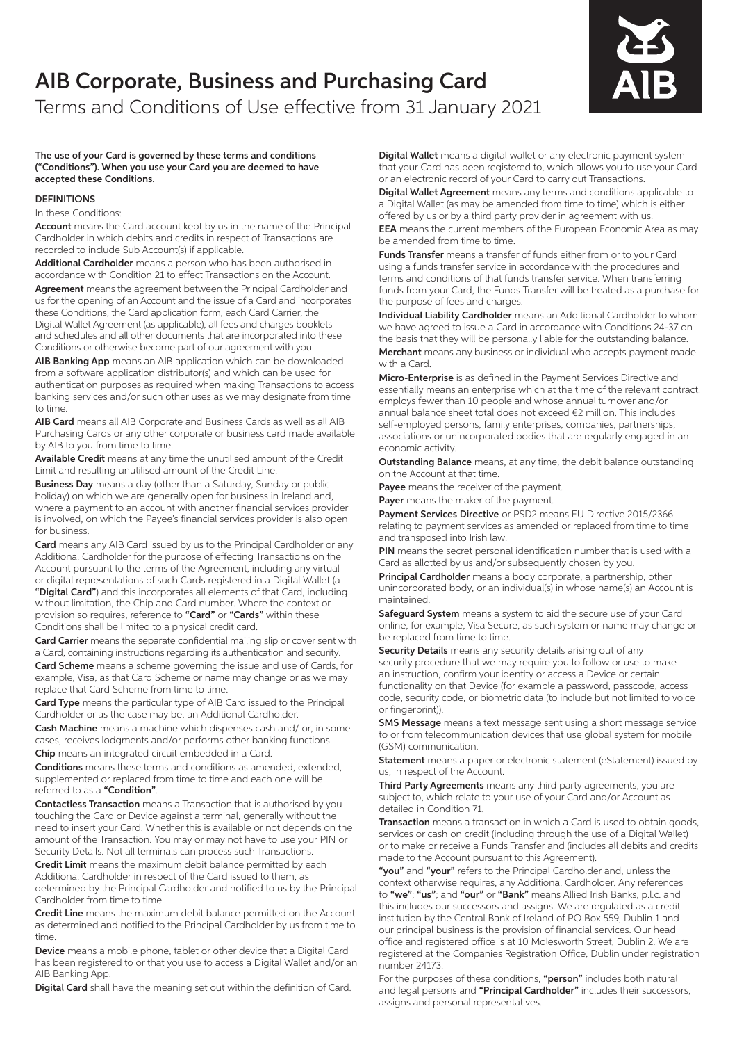# AIB Corporate, Business and Purchasing Card

Terms and Conditions of Use effective from 31 January 2021

**The use of your Card is governed by these terms and conditions ("Conditions"). When you use your Card you are deemed to have accepted these Conditions.**

## DEFINITIONS

In these Conditions:

**Account** means the Card account kept by us in the name of the Principal Cardholder in which debits and credits in respect of Transactions are recorded to include Sub Account(s) if applicable.

**Additional Cardholder** means a person who has been authorised in accordance with Condition 21 to effect Transactions on the Account.

**Agreement** means the agreement between the Principal Cardholder and us for the opening of an Account and the issue of a Card and incorporates these Conditions, the Card application form, each Card Carrier, the Digital Wallet Agreement (as applicable), all fees and charges booklets and schedules and all other documents that are incorporated into these Conditions or otherwise become part of our agreement with you.

**AIB Banking App** means an AIB application which can be downloaded from a software application distributor(s) and which can be used for authentication purposes as required when making Transactions to access banking services and/or such other uses as we may designate from time to time.

**AIB Card** means all AIB Corporate and Business Cards as well as all AIB Purchasing Cards or any other corporate or business card made available by AIB to you from time to time.

**Available Credit** means at any time the unutilised amount of the Credit Limit and resulting unutilised amount of the Credit Line.

**Business Day** means a day (other than a Saturday, Sunday or public holiday) on which we are generally open for business in Ireland and, where a payment to an account with another financial services provider is involved, on which the Payee's financial services provider is also open for business.

**Card** means any AIB Card issued by us to the Principal Cardholder or any Additional Cardholder for the purpose of effecting Transactions on the Account pursuant to the terms of the Agreement, including any virtual or digital representations of such Cards registered in a Digital Wallet (a **"Digital Card"**) and this incorporates all elements of that Card, including without limitation, the Chip and Card number. Where the context or provision so requires, reference to **"Card"** or **"Cards"** within these Conditions shall be limited to a physical credit card.

**Card Carrier** means the separate confidential mailing slip or cover sent with a Card, containing instructions regarding its authentication and security.

**Card Scheme** means a scheme governing the issue and use of Cards, for example, Visa, as that Card Scheme or name may change or as we may replace that Card Scheme from time to time.

**Card Type** means the particular type of AIB Card issued to the Principal Cardholder or as the case may be, an Additional Cardholder.

**Cash Machine** means a machine which dispenses cash and/ or, in some cases, receives lodgments and/or performs other banking functions.

**Chip** means an integrated circuit embedded in a Card.

**Conditions** means these terms and conditions as amended, extended, supplemented or replaced from time to time and each one will be referred to as a **"Condition"**.

**Contactless Transaction** means a Transaction that is authorised by you touching the Card or Device against a terminal, generally without the need to insert your Card. Whether this is available or not depends on the amount of the Transaction. You may or may not have to use your PIN or Security Details. Not all terminals can process such Transactions.

**Credit Limit** means the maximum debit balance permitted by each Additional Cardholder in respect of the Card issued to them, as determined by the Principal Cardholder and notified to us by the Principal Cardholder from time to time.

**Credit Line** means the maximum debit balance permitted on the Account as determined and notified to the Principal Cardholder by us from time to time.

**Device** means a mobile phone, tablet or other device that a Digital Card has been registered to or that you use to access a Digital Wallet and/or an AIB Banking App.

**Digital Card** shall have the meaning set out within the definition of Card.

**Digital Wallet** means a digital wallet or any electronic payment system that your Card has been registered to, which allows you to use your Card or an electronic record of your Card to carry out Transactions.

**Digital Wallet Agreement** means any terms and conditions applicable to a Digital Wallet (as may be amended from time to time) which is either offered by us or by a third party provider in agreement with us.

**EEA** means the current members of the European Economic Area as may be amended from time to time.

**Funds Transfer** means a transfer of funds either from or to your Card using a funds transfer service in accordance with the procedures and terms and conditions of that funds transfer service. When transferring funds from your Card, the Funds Transfer will be treated as a purchase for the purpose of fees and charges.

**Individual Liability Cardholder** means an Additional Cardholder to whom we have agreed to issue a Card in accordance with Conditions 24-37 on the basis that they will be personally liable for the outstanding balance.

**Merchant** means any business or individual who accepts payment made with a Card.

**Micro-Enterprise** is as defined in the Payment Services Directive and essentially means an enterprise which at the time of the relevant contract, employs fewer than 10 people and whose annual turnover and/or annual balance sheet total does not exceed €2 million. This includes self-employed persons, family enterprises, companies, partnerships, associations or unincorporated bodies that are regularly engaged in an economic activity.

**Outstanding Balance** means, at any time, the debit balance outstanding on the Account at that time.

**Payee** means the receiver of the payment.

**Payer** means the maker of the payment.

**Payment Services Directive** or PSD2 means EU Directive 2015/2366 relating to payment services as amended or replaced from time to time and transposed into Irish law.

**PIN** means the secret personal identification number that is used with a Card as allotted by us and/or subsequently chosen by you.

**Principal Cardholder** means a body corporate, a partnership, other unincorporated body, or an individual(s) in whose name(s) an Account is maintained.

**Safeguard System** means a system to aid the secure use of your Card online, for example, Visa Secure, as such system or name may change or be replaced from time to time.

**Security Details** means any security details arising out of any security procedure that we may require you to follow or use to make an instruction, confirm your identity or access a Device or certain functionality on that Device (for example a password, passcode, access code, security code, or biometric data (to include but not limited to voice or fingerprint)).

**SMS Message** means a text message sent using a short message service to or from telecommunication devices that use global system for mobile (GSM) communication.

**Statement** means a paper or electronic statement (eStatement) issued by us, in respect of the Account.

**Third Party Agreements** means any third party agreements, you are subject to, which relate to your use of your Card and/or Account as detailed in Condition 71.

**Transaction** means a transaction in which a Card is used to obtain goods, services or cash on credit (including through the use of a Digital Wallet) or to make or receive a Funds Transfer and (includes all debits and credits made to the Account pursuant to this Agreement).

**"you"** and **"your"** refers to the Principal Cardholder and, unless the context otherwise requires, any Additional Cardholder. Any references to **"we"**; **"us"**; and **"our"** or **"Bank"** means Allied Irish Banks, p.l.c. and this includes our successors and assigns. We are regulated as a credit institution by the Central Bank of Ireland of PO Box 559, Dublin 1 and our principal business is the provision of financial services. Our head office and registered office is at 10 Molesworth Street, Dublin 2. We are registered at the Companies Registration Office, Dublin under registration number 24173.

For the purposes of these conditions, **"person"** includes both natural and legal persons and **"Principal Cardholder"** includes their successors, assigns and personal representatives.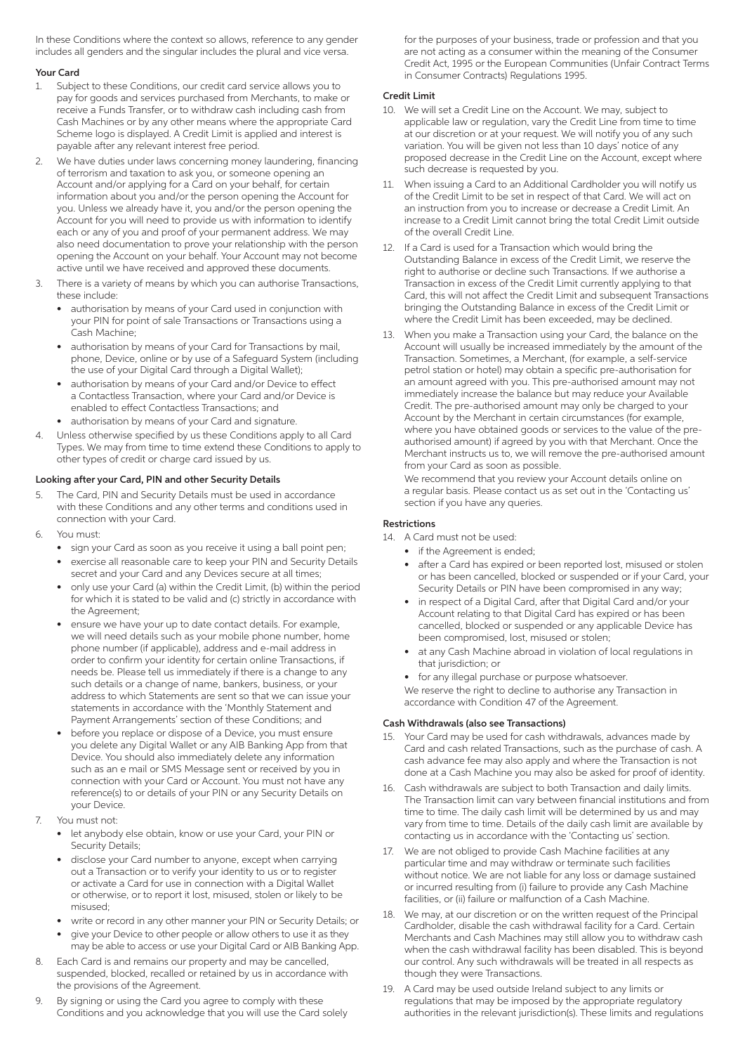In these Conditions where the context so allows, reference to any gender includes all genders and the singular includes the plural and vice versa.

**Your Card**

1. Subject to these Conditions, our credit card service allows you to pay for goods and services purchased from Merchants, to make or receive a Funds Transfer, or to withdraw cash including cash from Cash Machines or by any other means where the appropriate Card Scheme logo is displayed. A Credit Limit is applied and interest is payable after any relevant interest free period.
2. We have duties under laws concerning money laundering, financing of terrorism and taxation to ask you, or someone opening an Account and/or applying for a Card on your behalf, for certain information about you and/or the person opening the Account for you. Unless we already have it, you and/or the person opening the Account for you will need to provide us with information to identify each or any of you and proof of your permanent address. We may also need documentation to prove your relationship with the person opening the Account on your behalf. Your Account may not become active until we have received and approved these documents.
3. There is a variety of means by which you can authorise Transactions, these include:
   - authorisation by means of your Card used in conjunction with your PIN for point of sale Transactions or Transactions using a Cash Machine;
   - authorisation by means of your Card for Transactions by mail, phone, Device, online or by use of a Safeguard System (including the use of your Digital Card through a Digital Wallet);
   - authorisation by means of your Card and/or Device to effect a Contactless Transaction, where your Card and/or Device is enabled to effect Contactless Transactions; and
   - authorisation by means of your Card and signature.
4. Unless otherwise specified by us these Conditions apply to all Card Types. We may from time to time extend these Conditions to apply to other types of credit or charge card issued by us.

**Looking after your Card, PIN and other Security Details**

5. The Card, PIN and Security Details must be used in accordance with these Conditions and any other terms and conditions used in connection with your Card.
6. You must:
   - sign your Card as soon as you receive it using a ball point pen;
   - exercise all reasonable care to keep your PIN and Security Details secret and your Card and any Devices secure at all times;
   - only use your Card (a) within the Credit Limit, (b) within the period for which it is stated to be valid and (c) strictly in accordance with the Agreement;
   - ensure we have your up to date contact details. For example, we will need details such as your mobile phone number, home phone number (if applicable), address and e-mail address in order to confirm your identity for certain online Transactions, if needs be. Please tell us immediately if there is a change to any such details or a change of name, bankers, business, or your address to which Statements are sent so that we can issue your statements in accordance with the 'Monthly Statement and Payment Arrangements' section of these Conditions; and
   - before you replace or dispose of a Device, you must ensure you delete any Digital Wallet or any AIB Banking App from that Device. You should also immediately delete any information such as an e mail or SMS Message sent or received by you in connection with your Card or Account. You must not have any reference(s) to or details of your PIN or any Security Details on your Device.
7. You must not:
   - let anybody else obtain, know or use your Card, your PIN or Security Details;
   - disclose your Card number to anyone, except when carrying out a Transaction or to verify your identity to us or to register or activate a Card for use in connection with a Digital Wallet or otherwise, or to report it lost, misused, stolen or likely to be misused;
   - write or record in any other manner your PIN or Security Details; or
   - give your Device to other people or allow others to use it as they may be able to access or use your Digital Card or AIB Banking App.
8. Each Card is and remains our property and may be cancelled, suspended, blocked, recalled or retained by us in accordance with the provisions of the Agreement.
9. By signing or using the Card you agree to comply with these Conditions and you acknowledge that you will use the Card solely for the purposes of your business, trade or profession and that you are not acting as a consumer within the meaning of the Consumer Credit Act, 1995 or the European Communities (Unfair Contract Terms in Consumer Contracts) Regulations 1995.

**Credit Limit**

10. We will set a Credit Line on the Account. We may, subject to applicable law or regulation, vary the Credit Line from time to time at our discretion or at your request. We will notify you of any such variation. You will be given not less than 10 days' notice of any proposed decrease in the Credit Line on the Account, except where such decrease is requested by you.
11. When issuing a Card to an Additional Cardholder you will notify us of the Credit Limit to be set in respect of that Card. We will act on an instruction from you to increase or decrease a Credit Limit. An increase to a Credit Limit cannot bring the total Credit Limit outside of the overall Credit Line.
12. If a Card is used for a Transaction which would bring the Outstanding Balance in excess of the Credit Limit, we reserve the right to authorise or decline such Transactions. If we authorise a Transaction in excess of the Credit Limit currently applying to that Card, this will not affect the Credit Limit and subsequent Transactions bringing the Outstanding Balance in excess of the Credit Limit or where the Credit Limit has been exceeded, may be declined.
13. When you make a Transaction using your Card, the balance on the Account will usually be increased immediately by the amount of the Transaction. Sometimes, a Merchant, (for example, a self-service petrol station or hotel) may obtain a specific pre-authorisation for an amount agreed with you. This pre-authorised amount may not immediately increase the balance but may reduce your Available Credit. The pre-authorised amount may only be charged to your Account by the Merchant in certain circumstances (for example, where you have obtained goods or services to the value of the pre-authorised amount) if agreed by you with that Merchant. Once the Merchant instructs us to, we will remove the pre-authorised amount from your Card as soon as possible.

    We recommend that you review your Account details online on a regular basis. Please contact us as set out in the 'Contacting us' section if you have any queries.

**Restrictions**

14. A Card must not be used:
    - if the Agreement is ended;
    - after a Card has expired or been reported lost, misused or stolen or has been cancelled, blocked or suspended or if your Card, your Security Details or PIN have been compromised in any way;
    - in respect of a Digital Card, after that Digital Card and/or your Account relating to that Digital Card has expired or has been cancelled, blocked or suspended or any applicable Device has been compromised, lost, misused or stolen;
    - at any Cash Machine abroad in violation of local regulations in that jurisdiction; or
    - for any illegal purchase or purpose whatsoever.

    We reserve the right to decline to authorise any Transaction in accordance with Condition 47 of the Agreement.

**Cash Withdrawals (also see Transactions)**

15. Your Card may be used for cash withdrawals, advances made by Card and cash related Transactions, such as the purchase of cash. A cash advance fee may also apply and where the Transaction is not done at a Cash Machine you may also be asked for proof of identity.
16. Cash withdrawals are subject to both Transaction and daily limits. The Transaction limit can vary between financial institutions and from time to time. The daily cash limit will be determined by us and may vary from time to time. Details of the daily cash limit are available by contacting us in accordance with the 'Contacting us' section.
17. We are not obliged to provide Cash Machine facilities at any particular time and may withdraw or terminate such facilities without notice. We are not liable for any loss or damage sustained or incurred resulting from (i) failure to provide any Cash Machine facilities, or (ii) failure or malfunction of a Cash Machine.
18. We may, at our discretion or on the written request of the Principal Cardholder, disable the cash withdrawal facility for a Card. Certain Merchants and Cash Machines may still allow you to withdraw cash when the cash withdrawal facility has been disabled. This is beyond our control. Any such withdrawals will be treated in all respects as though they were Transactions.
19. A Card may be used outside Ireland subject to any limits or regulations that may be imposed by the appropriate regulatory authorities in the relevant jurisdiction(s). These limits and regulations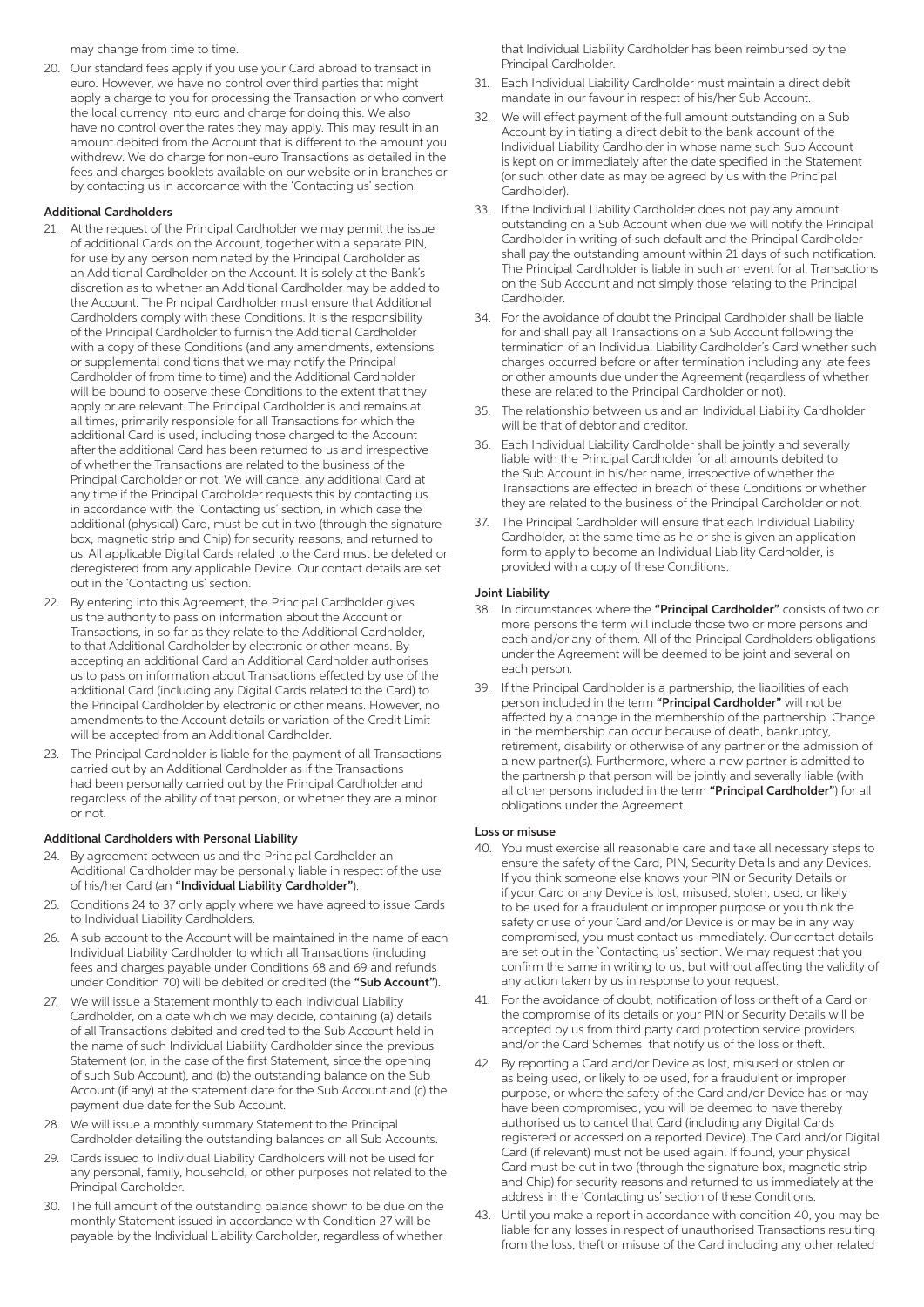may change from time to time.

20. Our standard fees apply if you use your Card abroad to transact in euro. However, we have no control over third parties that might apply a charge to you for processing the Transaction or who convert the local currency into euro and charge for doing this. We also have no control over the rates they may apply. This may result in an amount debited from the Account that is different to the amount you withdrew. We do charge for non-euro Transactions as detailed in the fees and charges booklets available on our website or in branches or by contacting us in accordance with the 'Contacting us' section.

**Additional Cardholders**

21. At the request of the Principal Cardholder we may permit the issue of additional Cards on the Account, together with a separate PIN, for use by any person nominated by the Principal Cardholder as an Additional Cardholder on the Account. It is solely at the Bank's discretion as to whether an Additional Cardholder may be added to the Account. The Principal Cardholder must ensure that Additional Cardholders comply with these Conditions. It is the responsibility of the Principal Cardholder to furnish the Additional Cardholder with a copy of these Conditions (and any amendments, extensions or supplemental conditions that we may notify the Principal Cardholder of from time to time) and the Additional Cardholder will be bound to observe these Conditions to the extent that they apply or are relevant. The Principal Cardholder is and remains at all times, primarily responsible for all Transactions for which the additional Card is used, including those charged to the Account after the additional Card has been returned to us and irrespective of whether the Transactions are related to the business of the Principal Cardholder or not. We will cancel any additional Card at any time if the Principal Cardholder requests this by contacting us in accordance with the 'Contacting us' section, in which case the additional (physical) Card, must be cut in two (through the signature box, magnetic strip and Chip) for security reasons, and returned to us. All applicable Digital Cards related to the Card must be deleted or deregistered from any applicable Device. Our contact details are set out in the 'Contacting us' section.
22. By entering into this Agreement, the Principal Cardholder gives us the authority to pass on information about the Account or Transactions, in so far as they relate to the Additional Cardholder, to that Additional Cardholder by electronic or other means. By accepting an additional Card an Additional Cardholder authorises us to pass on information about Transactions effected by use of the additional Card (including any Digital Cards related to the Card) to the Principal Cardholder by electronic or other means. However, no amendments to the Account details or variation of the Credit Limit will be accepted from an Additional Cardholder.
23. The Principal Cardholder is liable for the payment of all Transactions carried out by an Additional Cardholder as if the Transactions had been personally carried out by the Principal Cardholder and regardless of the ability of that person, or whether they are a minor or not.

**Additional Cardholders with Personal Liability**

24. By agreement between us and the Principal Cardholder an Additional Cardholder may be personally liable in respect of the use of his/her Card (an **"Individual Liability Cardholder"**).
25. Conditions 24 to 37 only apply where we have agreed to issue Cards to Individual Liability Cardholders.
26. A sub account to the Account will be maintained in the name of each Individual Liability Cardholder to which all Transactions (including fees and charges payable under Conditions 68 and 69 and refunds under Condition 70) will be debited or credited (the **"Sub Account"**).
27. We will issue a Statement monthly to each Individual Liability Cardholder, on a date which we may decide, containing (a) details of all Transactions debited and credited to the Sub Account held in the name of such Individual Liability Cardholder since the previous Statement (or, in the case of the first Statement, since the opening of such Sub Account), and (b) the outstanding balance on the Sub Account (if any) at the statement date for the Sub Account and (c) the payment due date for the Sub Account.
28. We will issue a monthly summary Statement to the Principal Cardholder detailing the outstanding balances on all Sub Accounts.
29. Cards issued to Individual Liability Cardholders will not be used for any personal, family, household, or other purposes not related to the Principal Cardholder.
30. The full amount of the outstanding balance shown to be due on the monthly Statement issued in accordance with Condition 27 will be payable by the Individual Liability Cardholder, regardless of whether that Individual Liability Cardholder has been reimbursed by the Principal Cardholder.
31. Each Individual Liability Cardholder must maintain a direct debit mandate in our favour in respect of his/her Sub Account.
32. We will effect payment of the full amount outstanding on a Sub Account by initiating a direct debit to the bank account of the Individual Liability Cardholder in whose name such Sub Account is kept on or immediately after the date specified in the Statement (or such other date as may be agreed by us with the Principal Cardholder).
33. If the Individual Liability Cardholder does not pay any amount outstanding on a Sub Account when due we will notify the Principal Cardholder in writing of such default and the Principal Cardholder shall pay the outstanding amount within 21 days of such notification. The Principal Cardholder is liable in such an event for all Transactions on the Sub Account and not simply those relating to the Principal Cardholder.
34. For the avoidance of doubt the Principal Cardholder shall be liable for and shall pay all Transactions on a Sub Account following the termination of an Individual Liability Cardholder's Card whether such charges occurred before or after termination including any late fees or other amounts due under the Agreement (regardless of whether these are related to the Principal Cardholder or not).
35. The relationship between us and an Individual Liability Cardholder will be that of debtor and creditor.
36. Each Individual Liability Cardholder shall be jointly and severally liable with the Principal Cardholder for all amounts debited to the Sub Account in his/her name, irrespective of whether the Transactions are effected in breach of these Conditions or whether they are related to the business of the Principal Cardholder or not.
37. The Principal Cardholder will ensure that each Individual Liability Cardholder, at the same time as he or she is given an application form to apply to become an Individual Liability Cardholder, is provided with a copy of these Conditions.

**Joint Liability**

38. In circumstances where the **"Principal Cardholder"** consists of two or more persons the term will include those two or more persons and each and/or any of them. All of the Principal Cardholders obligations under the Agreement will be deemed to be joint and several on each person.
39. If the Principal Cardholder is a partnership, the liabilities of each person included in the term **"Principal Cardholder"** will not be affected by a change in the membership of the partnership. Change in the membership can occur because of death, bankruptcy, retirement, disability or otherwise of any partner or the admission of a new partner(s). Furthermore, where a new partner is admitted to the partnership that person will be jointly and severally liable (with all other persons included in the term **"Principal Cardholder"**) for all obligations under the Agreement.

**Loss or misuse**

40. You must exercise all reasonable care and take all necessary steps to ensure the safety of the Card, PIN, Security Details and any Devices. If you think someone else knows your PIN or Security Details or if your Card or any Device is lost, misused, stolen, used, or likely to be used for a fraudulent or improper purpose or you think the safety or use of your Card and/or Device is or may be in any way compromised, you must contact us immediately. Our contact details are set out in the `Contacting us' section. We may request that you confirm the same in writing to us, but without affecting the validity of any action taken by us in response to your request.
41. For the avoidance of doubt, notification of loss or theft of a Card or the compromise of its details or your PIN or Security Details will be accepted by us from third party card protection service providers and/or the Card Schemes that notify us of the loss or theft.
42. By reporting a Card and/or Device as lost, misused or stolen or as being used, or likely to be used, for a fraudulent or improper purpose, or where the safety of the Card and/or Device has or may have been compromised, you will be deemed to have thereby authorised us to cancel that Card (including any Digital Cards registered or accessed on a reported Device). The Card and/or Digital Card (if relevant) must not be used again. If found, your physical Card must be cut in two (through the signature box, magnetic strip and Chip) for security reasons and returned to us immediately at the address in the 'Contacting us' section of these Conditions.
43. Until you make a report in accordance with condition 40, you may be liable for any losses in respect of unauthorised Transactions resulting from the loss, theft or misuse of the Card including any other related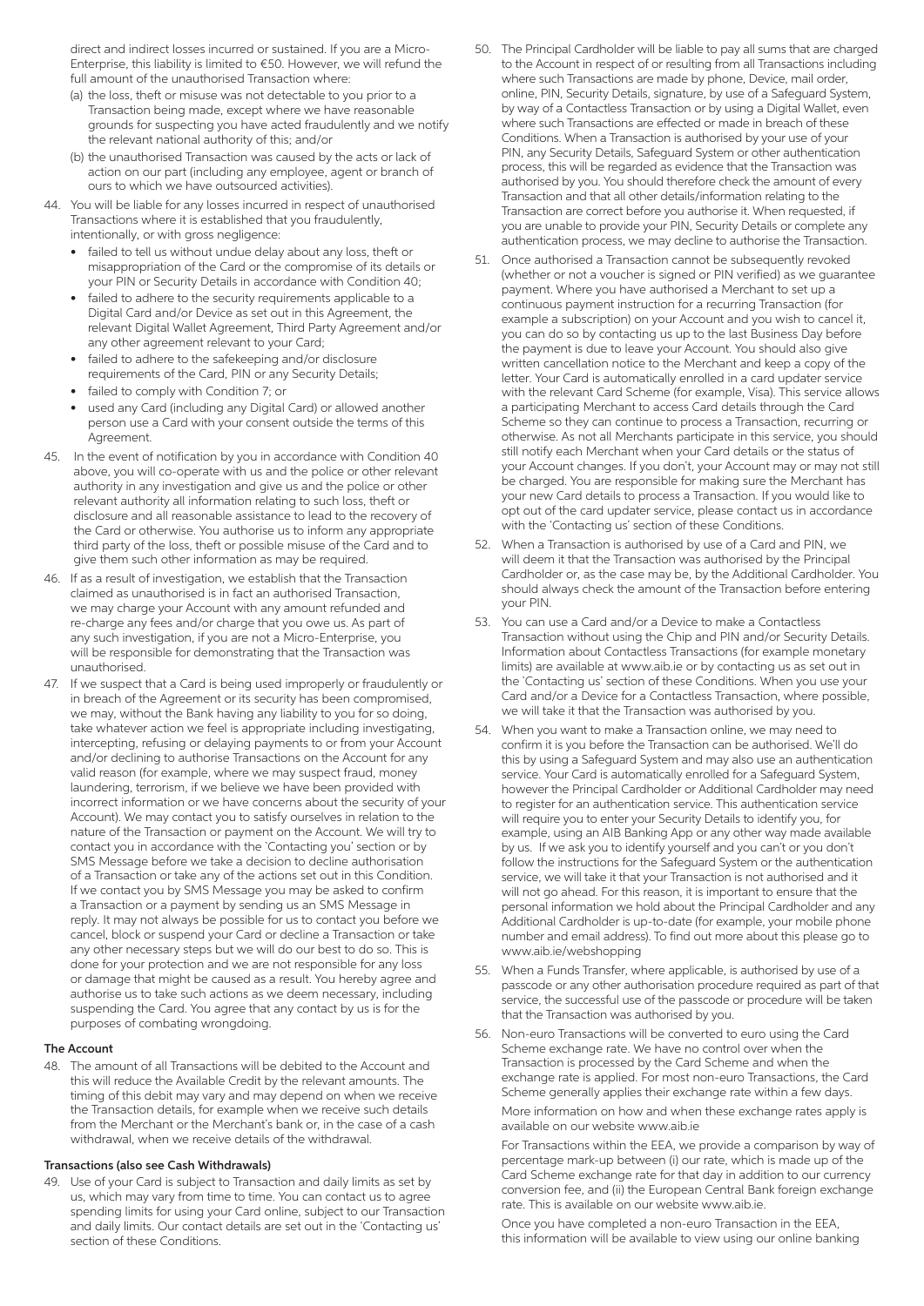direct and indirect losses incurred or sustained. If you are a Micro-Enterprise, this liability is limited to €50. However, we will refund the full amount of the unauthorised Transaction where:

(a) the loss, theft or misuse was not detectable to you prior to a Transaction being made, except where we have reasonable grounds for suspecting you have acted fraudulently and we notify the relevant national authority of this; and/or

(b) the unauthorised Transaction was caused by the acts or lack of action on our part (including any employee, agent or branch of ours to which we have outsourced activities).

44. You will be liable for any losses incurred in respect of unauthorised Transactions where it is established that you fraudulently, intentionally, or with gross negligence:
    - failed to tell us without undue delay about any loss, theft or misappropriation of the Card or the compromise of its details or your PIN or Security Details in accordance with Condition 40;
    - failed to adhere to the security requirements applicable to a Digital Card and/or Device as set out in this Agreement, the relevant Digital Wallet Agreement, Third Party Agreement and/or any other agreement relevant to your Card;
    - failed to adhere to the safekeeping and/or disclosure requirements of the Card, PIN or any Security Details;
    - failed to comply with Condition 7; or
    - used any Card (including any Digital Card) or allowed another person use a Card with your consent outside the terms of this Agreement.

45. In the event of notification by you in accordance with Condition 40 above, you will co-operate with us and the police or other relevant authority in any investigation and give us and the police or other relevant authority all information relating to such loss, theft or disclosure and all reasonable assistance to lead to the recovery of the Card or otherwise. You authorise us to inform any appropriate third party of the loss, theft or possible misuse of the Card and to give them such other information as may be required.

46. If as a result of investigation, we establish that the Transaction claimed as unauthorised is in fact an authorised Transaction, we may charge your Account with any amount refunded and re-charge any fees and/or charge that you owe us. As part of any such investigation, if you are not a Micro-Enterprise, you will be responsible for demonstrating that the Transaction was unauthorised.

47. If we suspect that a Card is being used improperly or fraudulently or in breach of the Agreement or its security has been compromised, we may, without the Bank having any liability to you for so doing, take whatever action we feel is appropriate including investigating, intercepting, refusing or delaying payments to or from your Account and/or declining to authorise Transactions on the Account for any valid reason (for example, where we may suspect fraud, money laundering, terrorism, if we believe we have been provided with incorrect information or we have concerns about the security of your Account). We may contact you to satisfy ourselves in relation to the nature of the Transaction or payment on the Account. We will try to contact you in accordance with the 'Contacting you' section or by SMS Message before we take a decision to decline authorisation of a Transaction or take any of the actions set out in this Condition. If we contact you by SMS Message you may be asked to confirm a Transaction or a payment by sending us an SMS Message in reply. It may not always be possible for us to contact you before we cancel, block or suspend your Card or decline a Transaction or take any other necessary steps but we will do our best to do so. This is done for your protection and we are not responsible for any loss or damage that might be caused as a result. You hereby agree and authorise us to take such actions as we deem necessary, including suspending the Card. You agree that any contact by us is for the purposes of combating wrongdoing.

**The Account**

48. The amount of all Transactions will be debited to the Account and this will reduce the Available Credit by the relevant amounts. The timing of this debit may vary and may depend on when we receive the Transaction details, for example when we receive such details from the Merchant or the Merchant's bank or, in the case of a cash withdrawal, when we receive details of the withdrawal.

**Transactions (also see Cash Withdrawals)**

49. Use of your Card is subject to Transaction and daily limits as set by us, which may vary from time to time. You can contact us to agree spending limits for using your Card online, subject to our Transaction and daily limits. Our contact details are set out in the 'Contacting us' section of these Conditions.

50. The Principal Cardholder will be liable to pay all sums that are charged to the Account in respect of or resulting from all Transactions including where such Transactions are made by phone, Device, mail order, online, PIN, Security Details, signature, by use of a Safeguard System, by way of a Contactless Transaction or by using a Digital Wallet, even where such Transactions are effected or made in breach of these Conditions. When a Transaction is authorised by your use of your PIN, any Security Details, Safeguard System or other authentication process, this will be regarded as evidence that the Transaction was authorised by you. You should therefore check the amount of every Transaction and that all other details/information relating to the Transaction are correct before you authorise it. When requested, if you are unable to provide your PIN, Security Details or complete any authentication process, we may decline to authorise the Transaction.

51. Once authorised a Transaction cannot be subsequently revoked (whether or not a voucher is signed or PIN verified) as we guarantee payment. Where you have authorised a Merchant to set up a continuous payment instruction for a recurring Transaction (for example a subscription) on your Account and you wish to cancel it, you can do so by contacting us up to the last Business Day before the payment is due to leave your Account. You should also give written cancellation notice to the Merchant and keep a copy of the letter. Your Card is automatically enrolled in a card updater service with the relevant Card Scheme (for example, Visa). This service allows a participating Merchant to access Card details through the Card Scheme so they can continue to process a Transaction, recurring or otherwise. As not all Merchants participate in this service, you should still notify each Merchant when your Card details or the status of your Account changes. If you don't, your Account may or may not still be charged. You are responsible for making sure the Merchant has your new Card details to process a Transaction. If you would like to opt out of the card updater service, please contact us in accordance with the 'Contacting us' section of these Conditions.

52. When a Transaction is authorised by use of a Card and PIN, we will deem it that the Transaction was authorised by the Principal Cardholder or, as the case may be, by the Additional Cardholder. You should always check the amount of the Transaction before entering your PIN.

53. You can use a Card and/or a Device to make a Contactless Transaction without using the Chip and PIN and/or Security Details. Information about Contactless Transactions (for example monetary limits) are available at www.aib.ie or by contacting us as set out in the 'Contacting us' section of these Conditions. When you use your Card and/or a Device for a Contactless Transaction, where possible, we will take it that the Transaction was authorised by you.

54. When you want to make a Transaction online, we may need to confirm it is you before the Transaction can be authorised. We'll do this by using a Safeguard System and may also use an authentication service. Your Card is automatically enrolled for a Safeguard System, however the Principal Cardholder or Additional Cardholder may need to register for an authentication service. This authentication service will require you to enter your Security Details to identify you, for example, using an AIB Banking App or any other way made available by us. If we ask you to identify yourself and you can't or you don't follow the instructions for the Safeguard System or the authentication service, we will take it that your Transaction is not authorised and it will not go ahead. For this reason, it is important to ensure that the personal information we hold about the Principal Cardholder and any Additional Cardholder is up-to-date (for example, your mobile phone number and email address). To find out more about this please go to www.aib.ie/webshopping

55. When a Funds Transfer, where applicable, is authorised by use of a passcode or any other authorisation procedure required as part of that service, the successful use of the passcode or procedure will be taken that the Transaction was authorised by you.

56. Non-euro Transactions will be converted to euro using the Card Scheme exchange rate. We have no control over when the Transaction is processed by the Card Scheme and when the exchange rate is applied. For most non-euro Transactions, the Card Scheme generally applies their exchange rate within a few days.

    More information on how and when these exchange rates apply is available on our website www.aib.ie

    For Transactions within the EEA, we provide a comparison by way of percentage mark-up between (i) our rate, which is made up of the Card Scheme exchange rate for that day in addition to our currency conversion fee, and (ii) the European Central Bank foreign exchange rate. This is available on our website www.aib.ie.

    Once you have completed a non-euro Transaction in the EEA, this information will be available to view using our online banking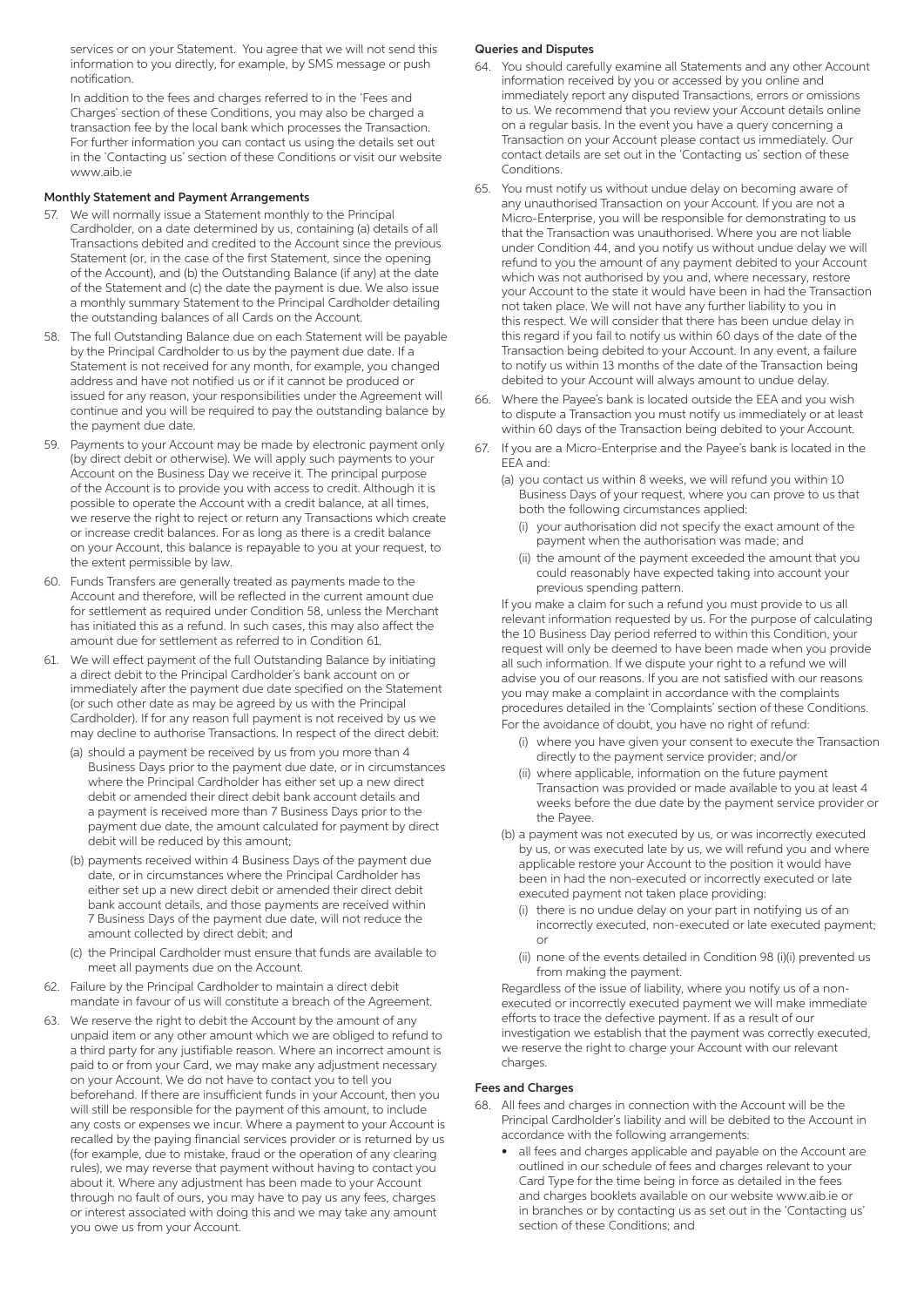services or on your Statement. You agree that we will not send this information to you directly, for example, by SMS message or push notification.

In addition to the fees and charges referred to in the 'Fees and Charges' section of these Conditions, you may also be charged a transaction fee by the local bank which processes the Transaction. For further information you can contact us using the details set out in the 'Contacting us' section of these Conditions or visit our website www.aib.ie

**Monthly Statement and Payment Arrangements**

57. We will normally issue a Statement monthly to the Principal Cardholder, on a date determined by us, containing (a) details of all Transactions debited and credited to the Account since the previous Statement (or, in the case of the first Statement, since the opening of the Account), and (b) the Outstanding Balance (if any) at the date of the Statement and (c) the date the payment is due. We also issue a monthly summary Statement to the Principal Cardholder detailing the outstanding balances of all Cards on the Account.
58. The full Outstanding Balance due on each Statement will be payable by the Principal Cardholder to us by the payment due date. If a Statement is not received for any month, for example, you changed address and have not notified us or if it cannot be produced or issued for any reason, your responsibilities under the Agreement will continue and you will be required to pay the outstanding balance by the payment due date.
59. Payments to your Account may be made by electronic payment only (by direct debit or otherwise). We will apply such payments to your Account on the Business Day we receive it. The principal purpose of the Account is to provide you with access to credit. Although it is possible to operate the Account with a credit balance, at all times, we reserve the right to reject or return any Transactions which create or increase credit balances. For as long as there is a credit balance on your Account, this balance is repayable to you at your request, to the extent permissible by law.
60. Funds Transfers are generally treated as payments made to the Account and therefore, will be reflected in the current amount due for settlement as required under Condition 58, unless the Merchant has initiated this as a refund. In such cases, this may also affect the amount due for settlement as referred to in Condition 61.
61. We will effect payment of the full Outstanding Balance by initiating a direct debit to the Principal Cardholder's bank account on or immediately after the payment due date specified on the Statement (or such other date as may be agreed by us with the Principal Cardholder). If for any reason full payment is not received by us we may decline to authorise Transactions. In respect of the direct debit:
    (a) should a payment be received by us from you more than 4 Business Days prior to the payment due date, or in circumstances where the Principal Cardholder has either set up a new direct debit or amended their direct debit bank account details and a payment is received more than 7 Business Days prior to the payment due date, the amount calculated for payment by direct debit will be reduced by this amount;
    (b) payments received within 4 Business Days of the payment due date, or in circumstances where the Principal Cardholder has either set up a new direct debit or amended their direct debit bank account details, and those payments are received within 7 Business Days of the payment due date, will not reduce the amount collected by direct debit; and
    (c) the Principal Cardholder must ensure that funds are available to meet all payments due on the Account.
62. Failure by the Principal Cardholder to maintain a direct debit mandate in favour of us will constitute a breach of the Agreement.
63. We reserve the right to debit the Account by the amount of any unpaid item or any other amount which we are obliged to refund to a third party for any justifiable reason. Where an incorrect amount is paid to or from your Card, we may make any adjustment necessary on your Account. We do not have to contact you to tell you beforehand. If there are insufficient funds in your Account, then you will still be responsible for the payment of this amount, to include any costs or expenses we incur. Where a payment to your Account is recalled by the paying financial services provider or is returned by us (for example, due to mistake, fraud or the operation of any clearing rules), we may reverse that payment without having to contact you about it. Where any adjustment has been made to your Account through no fault of ours, you may have to pay us any fees, charges or interest associated with doing this and we may take any amount you owe us from your Account.

**Queries and Disputes**

64. You should carefully examine all Statements and any other Account information received by you or accessed by you online and immediately report any disputed Transactions, errors or omissions to us. We recommend that you review your Account details online on a regular basis. In the event you have a query concerning a Transaction on your Account please contact us immediately. Our contact details are set out in the 'Contacting us' section of these Conditions.
65. You must notify us without undue delay on becoming aware of any unauthorised Transaction on your Account. If you are not a Micro-Enterprise, you will be responsible for demonstrating to us that the Transaction was unauthorised. Where you are not liable under Condition 44, and you notify us without undue delay we will refund to you the amount of any payment debited to your Account which was not authorised by you and, where necessary, restore your Account to the state it would have been in had the Transaction not taken place. We will not have any further liability to you in this respect. We will consider that there has been undue delay in this regard if you fail to notify us within 60 days of the date of the Transaction being debited to your Account. In any event, a failure to notify us within 13 months of the date of the Transaction being debited to your Account will always amount to undue delay.
66. Where the Payee's bank is located outside the EEA and you wish to dispute a Transaction you must notify us immediately or at least within 60 days of the Transaction being debited to your Account.
67. If you are a Micro-Enterprise and the Payee's bank is located in the EEA and:
    (a) you contact us within 8 weeks, we will refund you within 10 Business Days of your request, where you can prove to us that both the following circumstances applied:
        (i) your authorisation did not specify the exact amount of the payment when the authorisation was made; and
        (ii) the amount of the payment exceeded the amount that you could reasonably have expected taking into account your previous spending pattern.

    If you make a claim for such a refund you must provide to us all relevant information requested by us. For the purpose of calculating the 10 Business Day period referred to within this Condition, your request will only be deemed to have been made when you provide all such information. If we dispute your right to a refund we will advise you of our reasons. If you are not satisfied with our reasons you may make a complaint in accordance with the complaints procedures detailed in the 'Complaints' section of these Conditions. For the avoidance of doubt, you have no right of refund:
        (i) where you have given your consent to execute the Transaction directly to the payment service provider; and/or
        (ii) where applicable, information on the future payment Transaction was provided or made available to you at least 4 weeks before the due date by the payment service provider or the Payee.

    (b) a payment was not executed by us, or was incorrectly executed by us, or was executed late by us, we will refund you and where applicable restore your Account to the position it would have been in had the non-executed or incorrectly executed or late executed payment not taken place providing:
        (i) there is no undue delay on your part in notifying us of an incorrectly executed, non-executed or late executed payment; or
        (ii) none of the events detailed in Condition 98 (i)(i) prevented us from making the payment.

    Regardless of the issue of liability, where you notify us of a non-executed or incorrectly executed payment we will make immediate efforts to trace the defective payment. If as a result of our investigation we establish that the payment was correctly executed, we reserve the right to charge your Account with our relevant charges.

**Fees and Charges**

68. All fees and charges in connection with the Account will be the Principal Cardholder's liability and will be debited to the Account in accordance with the following arrangements:
    - all fees and charges applicable and payable on the Account are outlined in our schedule of fees and charges relevant to your Card Type for the time being in force as detailed in the fees and charges booklets available on our website www.aib.ie or in branches or by contacting us as set out in the 'Contacting us' section of these Conditions; and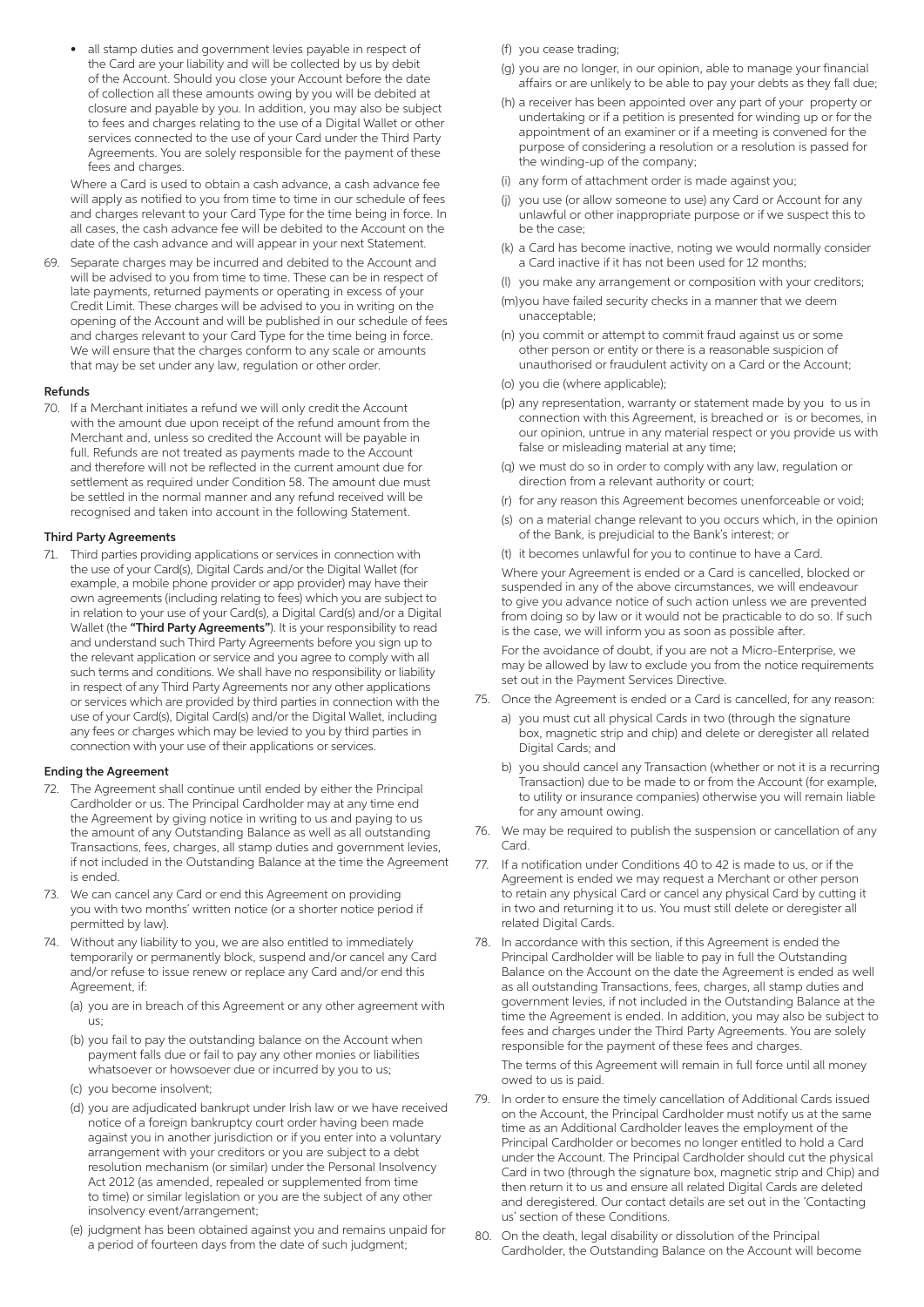- all stamp duties and government levies payable in respect of the Card are your liability and will be collected by us by debit of the Account. Should you close your Account before the date of collection all these amounts owing by you will be debited at closure and payable by you. In addition, you may also be subject to fees and charges relating to the use of a Digital Wallet or other services connected to the use of your Card under the Third Party Agreements. You are solely responsible for the payment of these fees and charges.

Where a Card is used to obtain a cash advance, a cash advance fee will apply as notified to you from time to time in our schedule of fees and charges relevant to your Card Type for the time being in force. In all cases, the cash advance fee will be debited to the Account on the date of the cash advance and will appear in your next Statement.

69. Separate charges may be incurred and debited to the Account and will be advised to you from time to time. These can be in respect of late payments, returned payments or operating in excess of your Credit Limit. These charges will be advised to you in writing on the opening of the Account and will be published in our schedule of fees and charges relevant to your Card Type for the time being in force. We will ensure that the charges conform to any scale or amounts that may be set under any law, regulation or other order.

**Refunds**

70. If a Merchant initiates a refund we will only credit the Account with the amount due upon receipt of the refund amount from the Merchant and, unless so credited the Account will be payable in full. Refunds are not treated as payments made to the Account and therefore will not be reflected in the current amount due for settlement as required under Condition 58. The amount due must be settled in the normal manner and any refund received will be recognised and taken into account in the following Statement.

**Third Party Agreements**

71. Third parties providing applications or services in connection with the use of your Card(s), Digital Cards and/or the Digital Wallet (for example, a mobile phone provider or app provider) may have their own agreements (including relating to fees) which you are subject to in relation to your use of your Card(s), a Digital Card(s) and/or a Digital Wallet (the **"Third Party Agreements"**). It is your responsibility to read and understand such Third Party Agreements before you sign up to the relevant application or service and you agree to comply with all such terms and conditions. We shall have no responsibility or liability in respect of any Third Party Agreements nor any other applications or services which are provided by third parties in connection with the use of your Card(s), Digital Card(s) and/or the Digital Wallet, including any fees or charges which may be levied to you by third parties in connection with your use of their applications or services.

**Ending the Agreement**

72. The Agreement shall continue until ended by either the Principal Cardholder or us. The Principal Cardholder may at any time end the Agreement by giving notice in writing to us and paying to us the amount of any Outstanding Balance as well as all outstanding Transactions, fees, charges, all stamp duties and government levies, if not included in the Outstanding Balance at the time the Agreement is ended.

73. We can cancel any Card or end this Agreement on providing you with two months' written notice (or a shorter notice period if permitted by law).

74. Without any liability to you, we are also entitled to immediately temporarily or permanently block, suspend and/or cancel any Card and/or refuse to issue renew or replace any Card and/or end this Agreement, if:

   (a) you are in breach of this Agreement or any other agreement with us;

   (b) you fail to pay the outstanding balance on the Account when payment falls due or fail to pay any other monies or liabilities whatsoever or howsoever due or incurred by you to us;

   (c) you become insolvent;

   (d) you are adjudicated bankrupt under Irish law or we have received notice of a foreign bankruptcy court order having been made against you in another jurisdiction or if you enter into a voluntary arrangement with your creditors or you are subject to a debt resolution mechanism (or similar) under the Personal Insolvency Act 2012 (as amended, repealed or supplemented from time to time) or similar legislation or you are the subject of any other insolvency event/arrangement;

   (e) judgment has been obtained against you and remains unpaid for a period of fourteen days from the date of such judgment;

   (f) you cease trading;

   (g) you are no longer, in our opinion, able to manage your financial affairs or are unlikely to be able to pay your debts as they fall due;

   (h) a receiver has been appointed over any part of your property or undertaking or if a petition is presented for winding up or for the appointment of an examiner or if a meeting is convened for the purpose of considering a resolution or a resolution is passed for the winding-up of the company;

   (i) any form of attachment order is made against you;

   (j) you use (or allow someone to use) any Card or Account for any unlawful or other inappropriate purpose or if we suspect this to be the case;

   (k) a Card has become inactive, noting we would normally consider a Card inactive if it has not been used for 12 months;

   (l) you make any arrangement or composition with your creditors;

   (m) you have failed security checks in a manner that we deem unacceptable;

   (n) you commit or attempt to commit fraud against us or some other person or entity or there is a reasonable suspicion of unauthorised or fraudulent activity on a Card or the Account;

   (o) you die (where applicable);

   (p) any representation, warranty or statement made by you to us in connection with this Agreement, is breached or is or becomes, in our opinion, untrue in any material respect or you provide us with false or misleading material at any time;

   (q) we must do so in order to comply with any law, regulation or direction from a relevant authority or court;

   (r) for any reason this Agreement becomes unenforceable or void;

   (s) on a material change relevant to you occurs which, in the opinion of the Bank, is prejudicial to the Bank's interest; or

   (t) it becomes unlawful for you to continue to have a Card.

   Where your Agreement is ended or a Card is cancelled, blocked or suspended in any of the above circumstances, we will endeavour to give you advance notice of such action unless we are prevented from doing so by law or it would not be practicable to do so. If such is the case, we will inform you as soon as possible after.

   For the avoidance of doubt, if you are not a Micro-Enterprise, we may be allowed by law to exclude you from the notice requirements set out in the Payment Services Directive.

75. Once the Agreement is ended or a Card is cancelled, for any reason:

   a) you must cut all physical Cards in two (through the signature box, magnetic strip and chip) and delete or deregister all related Digital Cards; and

   b) you should cancel any Transaction (whether or not it is a recurring Transaction) due to be made to or from the Account (for example, to utility or insurance companies) otherwise you will remain liable for any amount owing.

76. We may be required to publish the suspension or cancellation of any Card.

77. If a notification under Conditions 40 to 42 is made to us, or if the Agreement is ended we may request a Merchant or other person to retain any physical Card or cancel any physical Card by cutting it in two and returning it to us. You must still delete or deregister all related Digital Cards.

78. In accordance with this section, if this Agreement is ended the Principal Cardholder will be liable to pay in full the Outstanding Balance on the Account on the date the Agreement is ended as well as all outstanding Transactions, fees, charges, all stamp duties and government levies, if not included in the Outstanding Balance at the time the Agreement is ended. In addition, you may also be subject to fees and charges under the Third Party Agreements. You are solely responsible for the payment of these fees and charges.

   The terms of this Agreement will remain in full force until all money owed to us is paid.

79. In order to ensure the timely cancellation of Additional Cards issued on the Account, the Principal Cardholder must notify us at the same time as an Additional Cardholder leaves the employment of the Principal Cardholder or becomes no longer entitled to hold a Card under the Account. The Principal Cardholder should cut the physical Card in two (through the signature box, magnetic strip and Chip) and then return it to us and ensure all related Digital Cards are deleted and deregistered. Our contact details are set out in the 'Contacting us' section of these Conditions.

80. On the death, legal disability or dissolution of the Principal Cardholder, the Outstanding Balance on the Account will become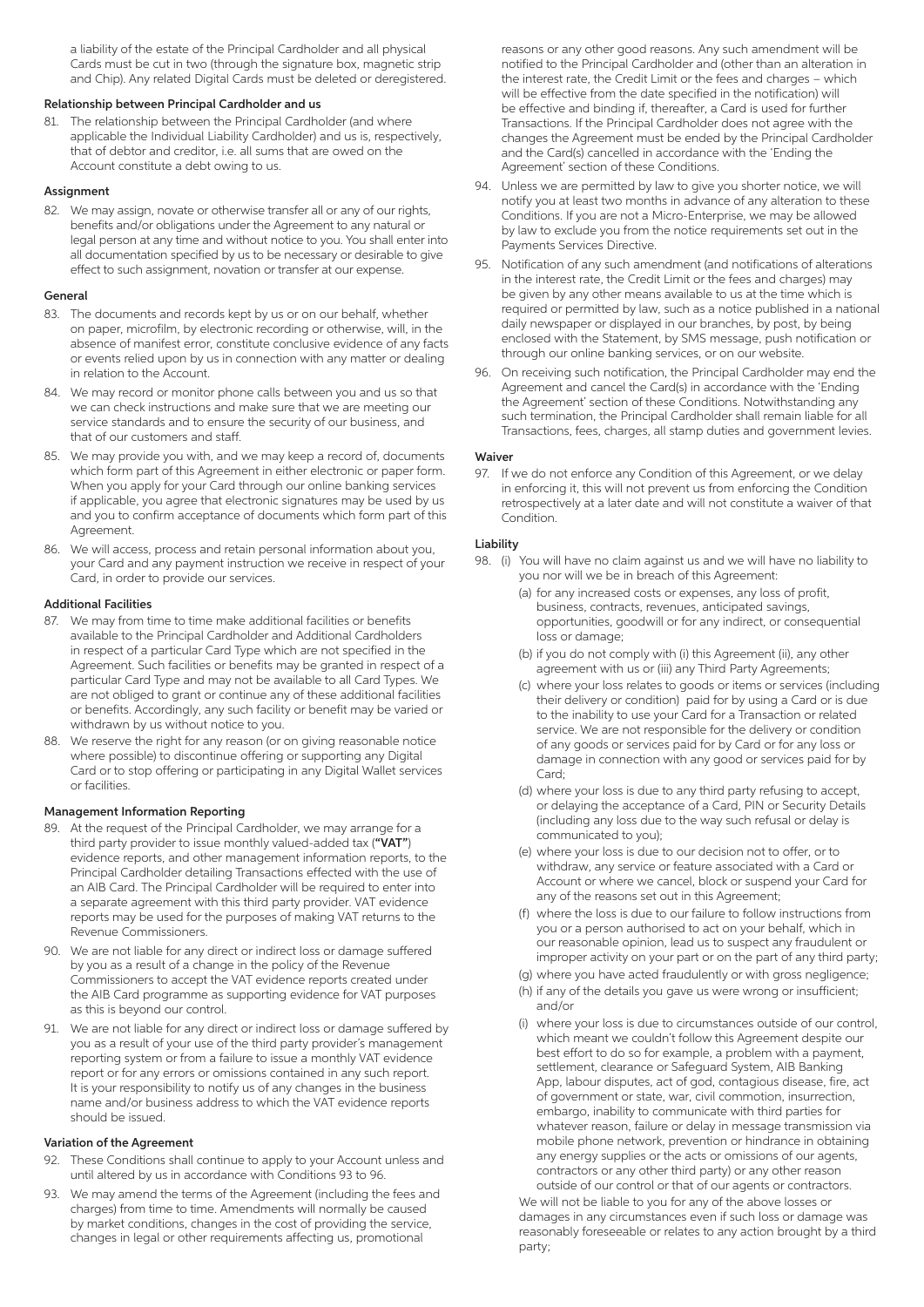a liability of the estate of the Principal Cardholder and all physical Cards must be cut in two (through the signature box, magnetic strip and Chip). Any related Digital Cards must be deleted or deregistered.

### Relationship between Principal Cardholder and us

81. The relationship between the Principal Cardholder (and where applicable the Individual Liability Cardholder) and us is, respectively, that of debtor and creditor, i.e. all sums that are owed on the Account constitute a debt owing to us.

### Assignment

82. We may assign, novate or otherwise transfer all or any of our rights, benefits and/or obligations under the Agreement to any natural or legal person at any time and without notice to you. You shall enter into all documentation specified by us to be necessary or desirable to give effect to such assignment, novation or transfer at our expense.

### General

83. The documents and records kept by us or on our behalf, whether on paper, microfilm, by electronic recording or otherwise, will, in the absence of manifest error, constitute conclusive evidence of any facts or events relied upon by us in connection with any matter or dealing in relation to the Account.
84. We may record or monitor phone calls between you and us so that we can check instructions and make sure that we are meeting our service standards and to ensure the security of our business, and that of our customers and staff.
85. We may provide you with, and we may keep a record of, documents which form part of this Agreement in either electronic or paper form. When you apply for your Card through our online banking services if applicable, you agree that electronic signatures may be used by us and you to confirm acceptance of documents which form part of this Agreement.
86. We will access, process and retain personal information about you, your Card and any payment instruction we receive in respect of your Card, in order to provide our services.

### Additional Facilities

87. We may from time to time make additional facilities or benefits available to the Principal Cardholder and Additional Cardholders in respect of a particular Card Type which are not specified in the Agreement. Such facilities or benefits may be granted in respect of a particular Card Type and may not be available to all Card Types. We are not obliged to grant or continue any of these additional facilities or benefits. Accordingly, any such facility or benefit may be varied or withdrawn by us without notice to you.
88. We reserve the right for any reason (or on giving reasonable notice where possible) to discontinue offering or supporting any Digital Card or to stop offering or participating in any Digital Wallet services or facilities.

### Management Information Reporting

89. At the request of the Principal Cardholder, we may arrange for a third party provider to issue monthly valued-added tax (**"VAT"**) evidence reports, and other management information reports, to the Principal Cardholder detailing Transactions effected with the use of an AIB Card. The Principal Cardholder will be required to enter into a separate agreement with this third party provider. VAT evidence reports may be used for the purposes of making VAT returns to the Revenue Commissioners.
90. We are not liable for any direct or indirect loss or damage suffered by you as a result of a change in the policy of the Revenue Commissioners to accept the VAT evidence reports created under the AIB Card programme as supporting evidence for VAT purposes as this is beyond our control.
91. We are not liable for any direct or indirect loss or damage suffered by you as a result of your use of the third party provider's management reporting system or from a failure to issue a monthly VAT evidence report or for any errors or omissions contained in any such report. It is your responsibility to notify us of any changes in the business name and/or business address to which the VAT evidence reports should be issued.

### Variation of the Agreement

92. These Conditions shall continue to apply to your Account unless and until altered by us in accordance with Conditions 93 to 96.
93. We may amend the terms of the Agreement (including the fees and charges) from time to time. Amendments will normally be caused by market conditions, changes in the cost of providing the service, changes in legal or other requirements affecting us, promotional reasons or any other good reasons. Any such amendment will be notified to the Principal Cardholder and (other than an alteration in the interest rate, the Credit Limit or the fees and charges – which will be effective from the date specified in the notification) will be effective and binding if, thereafter, a Card is used for further Transactions. If the Principal Cardholder does not agree with the changes the Agreement must be ended by the Principal Cardholder and the Card(s) cancelled in accordance with the 'Ending the Agreement' section of these Conditions.
94. Unless we are permitted by law to give you shorter notice, we will notify you at least two months in advance of any alteration to these Conditions. If you are not a Micro-Enterprise, we may be allowed by law to exclude you from the notice requirements set out in the Payments Services Directive.
95. Notification of any such amendment (and notifications of alterations in the interest rate, the Credit Limit or the fees and charges) may be given by any other means available to us at the time which is required or permitted by law, such as a notice published in a national daily newspaper or displayed in our branches, by post, by being enclosed with the Statement, by SMS message, push notification or through our online banking services, or on our website.
96. On receiving such notification, the Principal Cardholder may end the Agreement and cancel the Card(s) in accordance with the 'Ending the Agreement' section of these Conditions. Notwithstanding any such termination, the Principal Cardholder shall remain liable for all Transactions, fees, charges, all stamp duties and government levies.

### Waiver

97. If we do not enforce any Condition of this Agreement, or we delay in enforcing it, this will not prevent us from enforcing the Condition retrospectively at a later date and will not constitute a waiver of that Condition.

### Liability

98. (i) You will have no claim against us and we will have no liability to you nor will we be in breach of this Agreement:
    - (a) for any increased costs or expenses, any loss of profit, business, contracts, revenues, anticipated savings, opportunities, goodwill or for any indirect, or consequential loss or damage;
    - (b) if you do not comply with (i) this Agreement (ii), any other agreement with us or (iii) any Third Party Agreements;
    - (c) where your loss relates to goods or items or services (including their delivery or condition) paid for by using a Card or is due to the inability to use your Card for a Transaction or related service. We are not responsible for the delivery or condition of any goods or services paid for by Card or for any loss or damage in connection with any good or services paid for by Card;
    - (d) where your loss is due to any third party refusing to accept, or delaying the acceptance of a Card, PIN or Security Details (including any loss due to the way such refusal or delay is communicated to you);
    - (e) where your loss is due to our decision not to offer, or to withdraw, any service or feature associated with a Card or Account or where we cancel, block or suspend your Card for any of the reasons set out in this Agreement;
    - (f) where the loss is due to our failure to follow instructions from you or a person authorised to act on your behalf, which in our reasonable opinion, lead us to suspect any fraudulent or improper activity on your part or on the part of any third party;
    - (g) where you have acted fraudulently or with gross negligence;
    - (h) if any of the details you gave us were wrong or insufficient; and/or
    - (i) where your loss is due to circumstances outside of our control, which meant we couldn't follow this Agreement despite our best effort to do so for example, a problem with a payment, settlement, clearance or Safeguard System, AIB Banking App, labour disputes, act of god, contagious disease, fire, act of government or state, war, civil commotion, insurrection, embargo, inability to communicate with third parties for whatever reason, failure or delay in message transmission via mobile phone network, prevention or hindrance in obtaining any energy supplies or the acts or omissions of our agents, contractors or any other third party) or any other reason outside of our control or that of our agents or contractors.

    We will not be liable to you for any of the above losses or damages in any circumstances even if such loss or damage was reasonably foreseeable or relates to any action brought by a third party;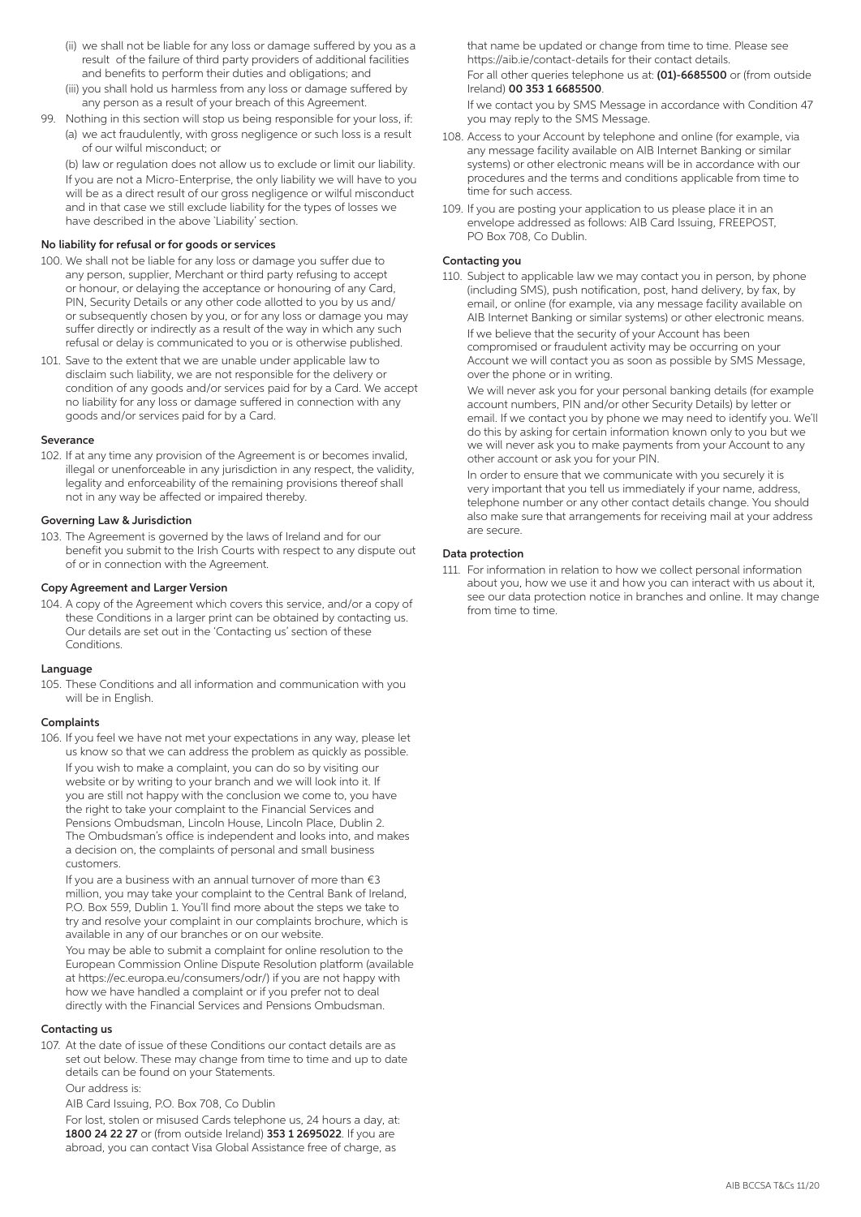(ii) we shall not be liable for any loss or damage suffered by you as a result of the failure of third party providers of additional facilities and benefits to perform their duties and obligations; and

(iii) you shall hold us harmless from any loss or damage suffered by any person as a result of your breach of this Agreement.

99. Nothing in this section will stop us being responsible for your loss, if:

(a) we act fraudulently, with gross negligence or such loss is a result of our wilful misconduct; or

(b) law or regulation does not allow us to exclude or limit our liability.

If you are not a Micro-Enterprise, the only liability we will have to you will be as a direct result of our gross negligence or wilful misconduct and in that case we still exclude liability for the types of losses we have described in the above `Liability' section.

**No liability for refusal or for goods or services**

100. We shall not be liable for any loss or damage you suffer due to any person, supplier, Merchant or third party refusing to accept or honour, or delaying the acceptance or honouring of any Card, PIN, Security Details or any other code allotted to you by us and/or subsequently chosen by you, or for any loss or damage you may suffer directly or indirectly as a result of the way in which any such refusal or delay is communicated to you or is otherwise published.

101. Save to the extent that we are unable under applicable law to disclaim such liability, we are not responsible for the delivery or condition of any goods and/or services paid for by a Card. We accept no liability for any loss or damage suffered in connection with any goods and/or services paid for by a Card.

**Severance**

102. If at any time any provision of the Agreement is or becomes invalid, illegal or unenforceable in any jurisdiction in any respect, the validity, legality and enforceability of the remaining provisions thereof shall not in any way be affected or impaired thereby.

**Governing Law & Jurisdiction**

103. The Agreement is governed by the laws of Ireland and for our benefit you submit to the Irish Courts with respect to any dispute out of or in connection with the Agreement.

**Copy Agreement and Larger Version**

104. A copy of the Agreement which covers this service, and/or a copy of these Conditions in a larger print can be obtained by contacting us. Our details are set out in the 'Contacting us' section of these Conditions.

**Language**

105. These Conditions and all information and communication with you will be in English.

**Complaints**

106. If you feel we have not met your expectations in any way, please let us know so that we can address the problem as quickly as possible.

If you wish to make a complaint, you can do so by visiting our website or by writing to your branch and we will look into it. If you are still not happy with the conclusion we come to, you have the right to take your complaint to the Financial Services and Pensions Ombudsman, Lincoln House, Lincoln Place, Dublin 2. The Ombudsman's office is independent and looks into, and makes a decision on, the complaints of personal and small business customers.

If you are a business with an annual turnover of more than €3 million, you may take your complaint to the Central Bank of Ireland, P.O. Box 559, Dublin 1. You'll find more about the steps we take to try and resolve your complaint in our complaints brochure, which is available in any of our branches or on our website.

You may be able to submit a complaint for online resolution to the European Commission Online Dispute Resolution platform (available at https://ec.europa.eu/consumers/odr/) if you are not happy with how we have handled a complaint or if you prefer not to deal directly with the Financial Services and Pensions Ombudsman.

**Contacting us**

107. At the date of issue of these Conditions our contact details are as set out below. These may change from time to time and up to date details can be found on your Statements.

Our address is:

AIB Card Issuing, P.O. Box 708, Co Dublin

For lost, stolen or misused Cards telephone us, 24 hours a day, at: **1800 24 22 27** or (from outside Ireland) **353 1 2695022**. If you are abroad, you can contact Visa Global Assistance free of charge, as that name be updated or change from time to time. Please see https://aib.ie/contact-details for their contact details.

For all other queries telephone us at: **(01)-6685500** or (from outside Ireland) **00 353 1 6685500**.

If we contact you by SMS Message in accordance with Condition 47 you may reply to the SMS Message.

108. Access to your Account by telephone and online (for example, via any message facility available on AIB Internet Banking or similar systems) or other electronic means will be in accordance with our procedures and the terms and conditions applicable from time to time for such access.

109. If you are posting your application to us please place it in an envelope addressed as follows: AIB Card Issuing, FREEPOST, PO Box 708, Co Dublin.

**Contacting you**

110. Subject to applicable law we may contact you in person, by phone (including SMS), push notification, post, hand delivery, by fax, by email, or online (for example, via any message facility available on AIB Internet Banking or similar systems) or other electronic means.

If we believe that the security of your Account has been compromised or fraudulent activity may be occurring on your Account we will contact you as soon as possible by SMS Message, over the phone or in writing.

We will never ask you for your personal banking details (for example account numbers, PIN and/or other Security Details) by letter or email. If we contact you by phone we may need to identify you. We'll do this by asking for certain information known only to you but we we will never ask you to make payments from your Account to any other account or ask you for your PIN.

In order to ensure that we communicate with you securely it is very important that you tell us immediately if your name, address, telephone number or any other contact details change. You should also make sure that arrangements for receiving mail at your address are secure.

**Data protection**

111. For information in relation to how we collect personal information about you, how we use it and how you can interact with us about it, see our data protection notice in branches and online. It may change from time to time.